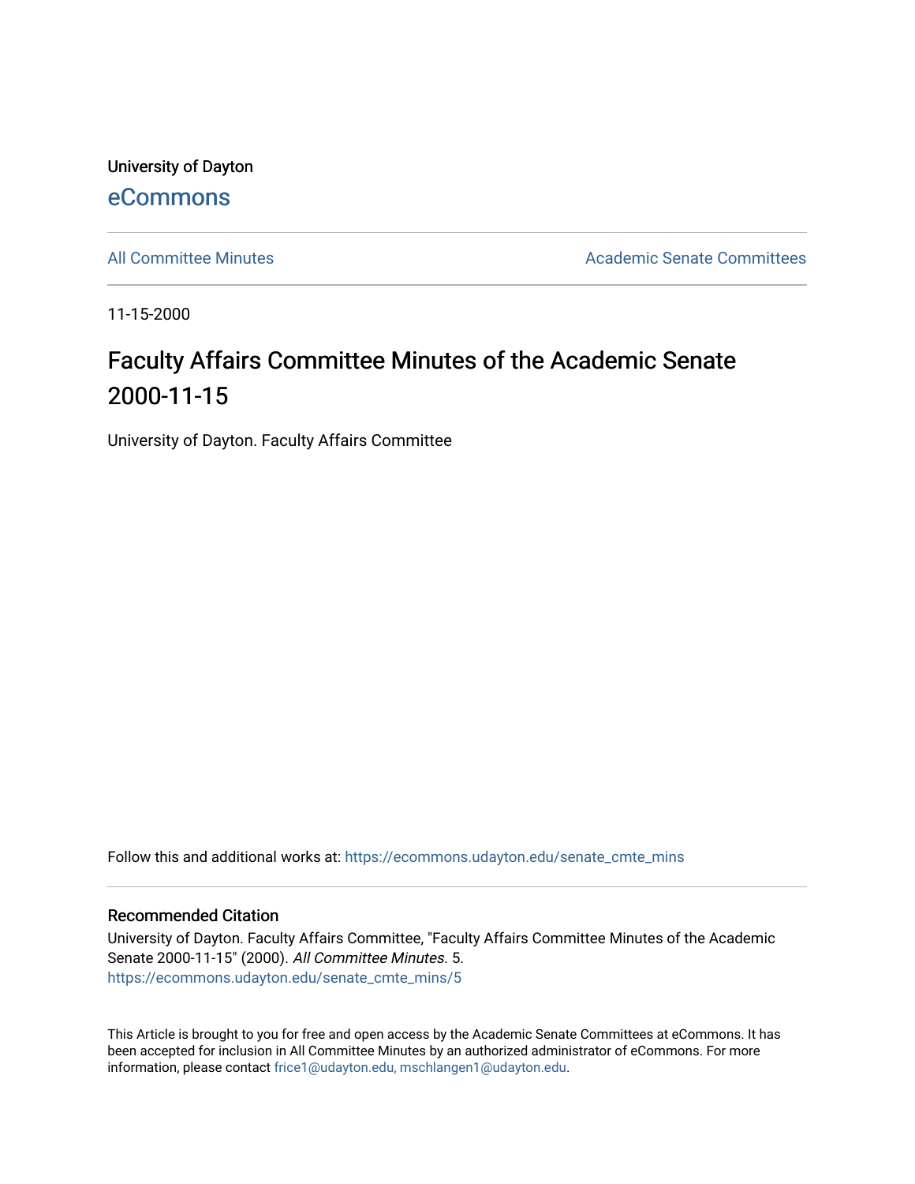University of Dayton

eCommons

All Committee Minutes

Academic Senate Committees

11-15-2000

# Faculty Affairs Committee Minutes of the Academic Senate 2000-11-15

University of Dayton. Faculty Affairs Committee

Follow this and additional works at: https://ecommons.udayton.edu/senate_cmte_mins

## Recommended Citation

University of Dayton. Faculty Affairs Committee, "Faculty Affairs Committee Minutes of the Academic Senate 2000-11-15" (2000). *All Committee Minutes*. 5.
https://ecommons.udayton.edu/senate_cmte_mins/5

This Article is brought to you for free and open access by the Academic Senate Committees at eCommons. It has been accepted for inclusion in All Committee Minutes by an authorized administrator of eCommons. For more information, please contact frice1@udayton.edu, mschlangen1@udayton.edu.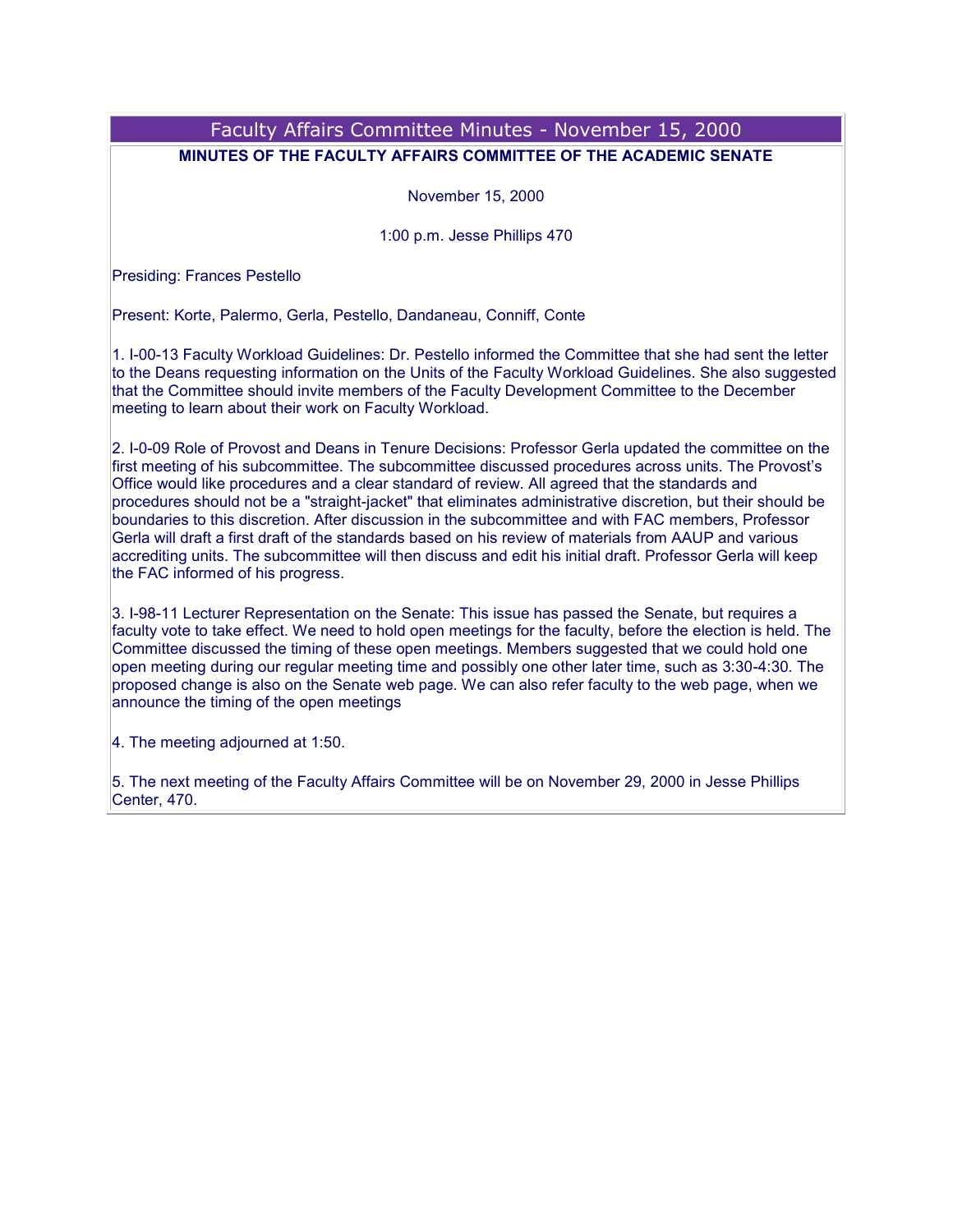# Faculty Affairs Committee Minutes - November 15, 2000

**MINUTES OF THE FACULTY AFFAIRS COMMITTEE OF THE ACADEMIC SENATE**

November 15, 2000

1:00 p.m. Jesse Phillips 470

Presiding: Frances Pestello

Present: Korte, Palermo, Gerla, Pestello, Dandaneau, Conniff, Conte

1. I-00-13 Faculty Workload Guidelines: Dr. Pestello informed the Committee that she had sent the letter to the Deans requesting information on the Units of the Faculty Workload Guidelines. She also suggested that the Committee should invite members of the Faculty Development Committee to the December meeting to learn about their work on Faculty Workload.

2. I-0-09 Role of Provost and Deans in Tenure Decisions: Professor Gerla updated the committee on the first meeting of his subcommittee. The subcommittee discussed procedures across units. The Provost's Office would like procedures and a clear standard of review. All agreed that the standards and procedures should not be a "straight-jacket" that eliminates administrative discretion, but their should be boundaries to this discretion. After discussion in the subcommittee and with FAC members, Professor Gerla will draft a first draft of the standards based on his review of materials from AAUP and various accrediting units. The subcommittee will then discuss and edit his initial draft. Professor Gerla will keep the FAC informed of his progress.

3. I-98-11 Lecturer Representation on the Senate: This issue has passed the Senate, but requires a faculty vote to take effect. We need to hold open meetings for the faculty, before the election is held. The Committee discussed the timing of these open meetings. Members suggested that we could hold one open meeting during our regular meeting time and possibly one other later time, such as 3:30-4:30. The proposed change is also on the Senate web page. We can also refer faculty to the web page, when we announce the timing of the open meetings

4. The meeting adjourned at 1:50.

5. The next meeting of the Faculty Affairs Committee will be on November 29, 2000 in Jesse Phillips Center, 470.